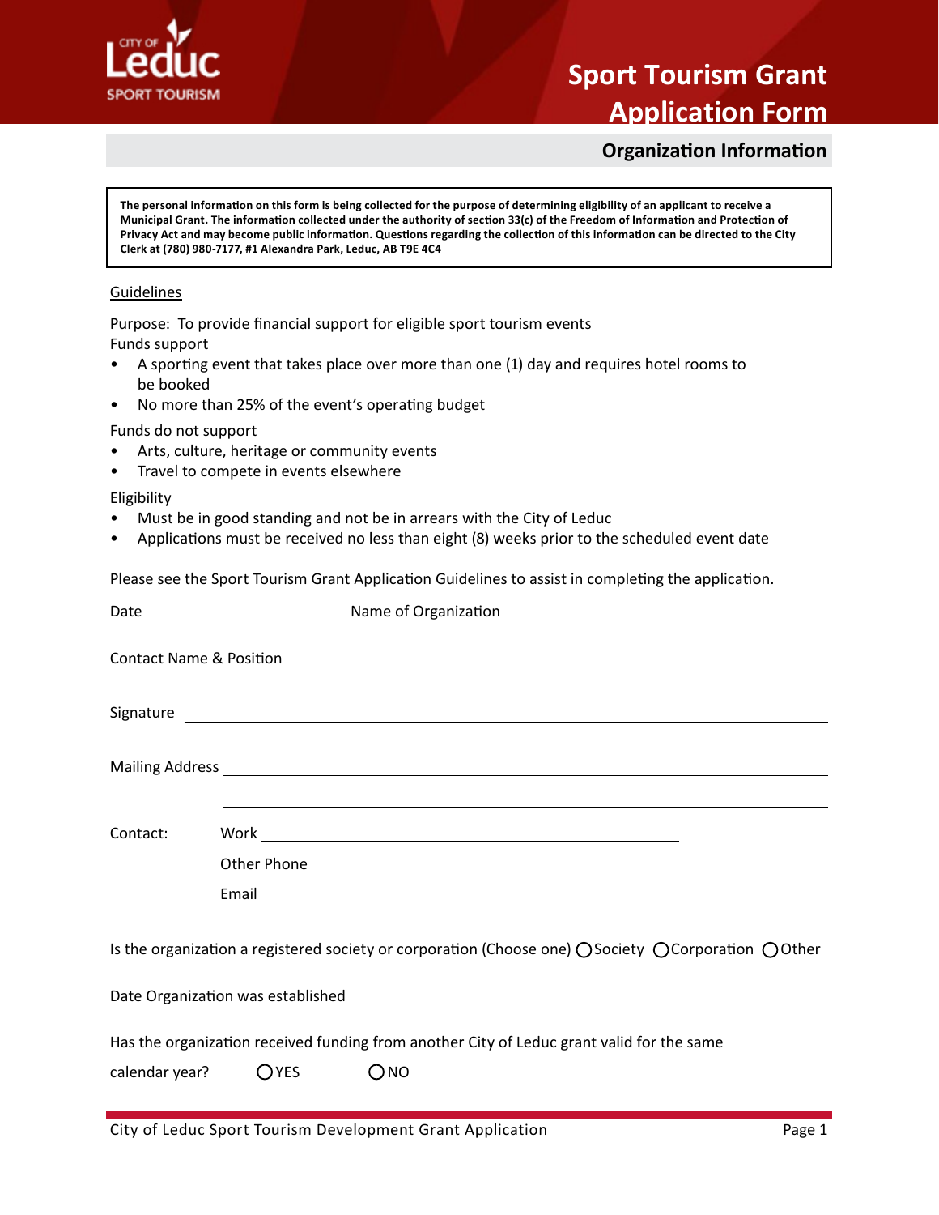# Sport Tourism Grant Application Form

## Organization Information

**The personal information on this form is being collected for the purpose of determining eligibility of an applicant to receive a Municipal Grant. The information collected under the authority of section 33(c) of the Freedom of Information and Protection of Privacy Act and may become public information. Questions regarding the collection of this information can be directed to the City Clerk at (780) 980-7177, #1 Alexandra Park, Leduc, AB T9E 4C4**

Guidelines

Purpose: To provide financial support for eligible sport tourism events

Funds support

- A sporting event that takes place over more than one (1) day and requires hotel rooms to be booked
- No more than 25% of the event's operating budget

Funds do not support

- Arts, culture, heritage or community events
- Travel to compete in events elsewhere

Eligibility

- Must be in good standing and not be in arrears with the City of Leduc
- Applications must be received no less than eight (8) weeks prior to the scheduled event date

Please see the Sport Tourism Grant Application Guidelines to assist in completing the application.

Date ____________________ Name of Organization ________________________________

Contact Name & Position ________________________________________________

Signature ________________________________________________

Mailing Address ________________________________________________

________________________________________________

Contact: Work ________________________________

Other Phone ________________________________

Email ________________________________

Is the organization a registered society or corporation (Choose one) ◯ Society ◯ Corporation ◯ Other

Date Organization was established ________________________________

Has the organization received funding from another City of Leduc grant valid for the same calendar year? ◯ YES ◯ NO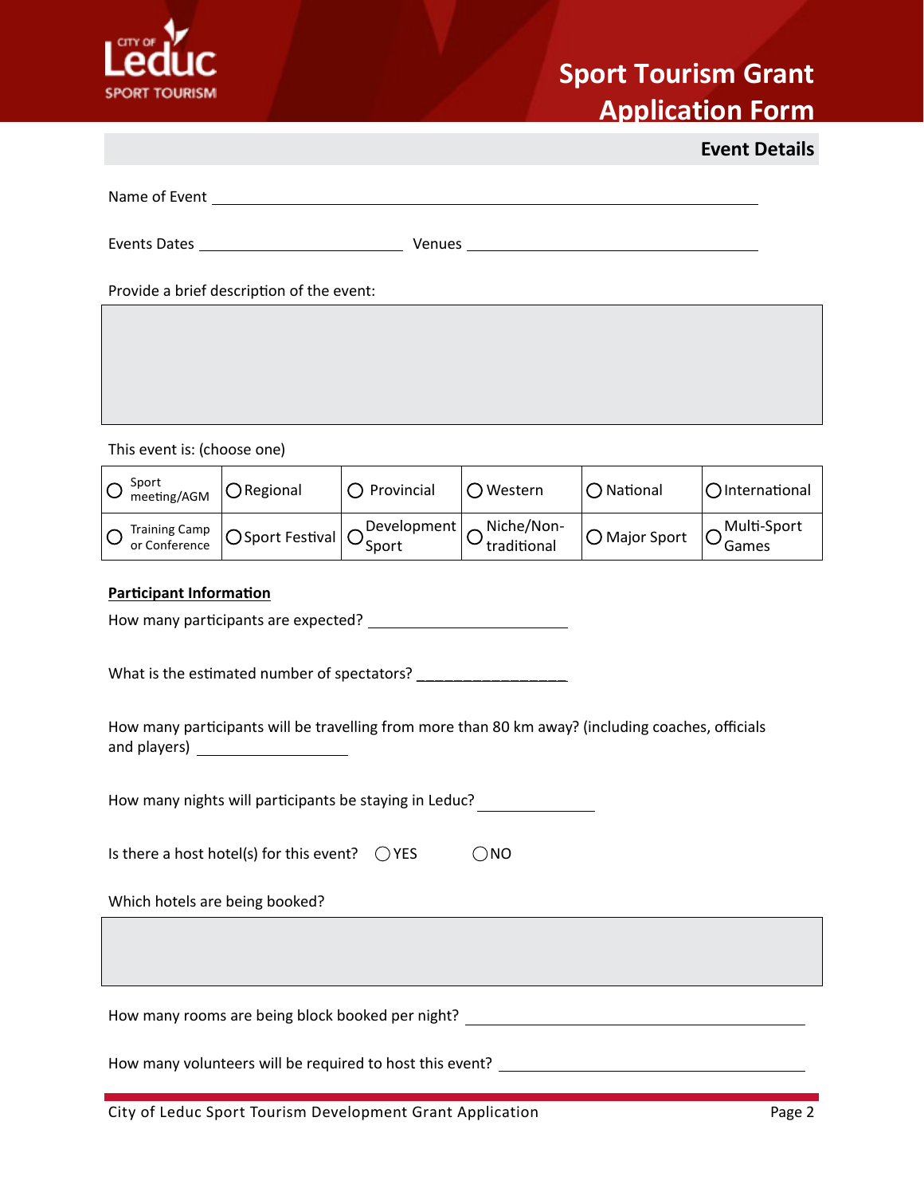# Sport Tourism Grant Application Form

## Event Details

Name of Event ______________________________________________

Events Dates ____________________ Venues ____________________________

Provide a brief description of the event:

&nbsp;

This event is: (choose one)

| | | | | | |
|---|---|---|---|---|---|
| ○ Sport meeting/AGM | ○ Regional | ○ Provincial | ○ Western | ○ National | ○ International |
| ○ Training Camp or Conference | ○ Sport Festival | ○ Development Sport | ○ Niche/Non-traditional | ○ Major Sport | ○ Multi-Sport Games |

**Participant Information**

How many participants are expected? ____________________

What is the estimated number of spectators? _________________

How many participants will be travelling from more than 80 km away? (including coaches, officials and players) _______________

How many nights will participants be staying in Leduc? ____________

Is there a host hotel(s) for this event? ○ YES ○ NO

Which hotels are being booked?

&nbsp;

How many rooms are being block booked per night? ________________________________

How many volunteers will be required to host this event? ______________________________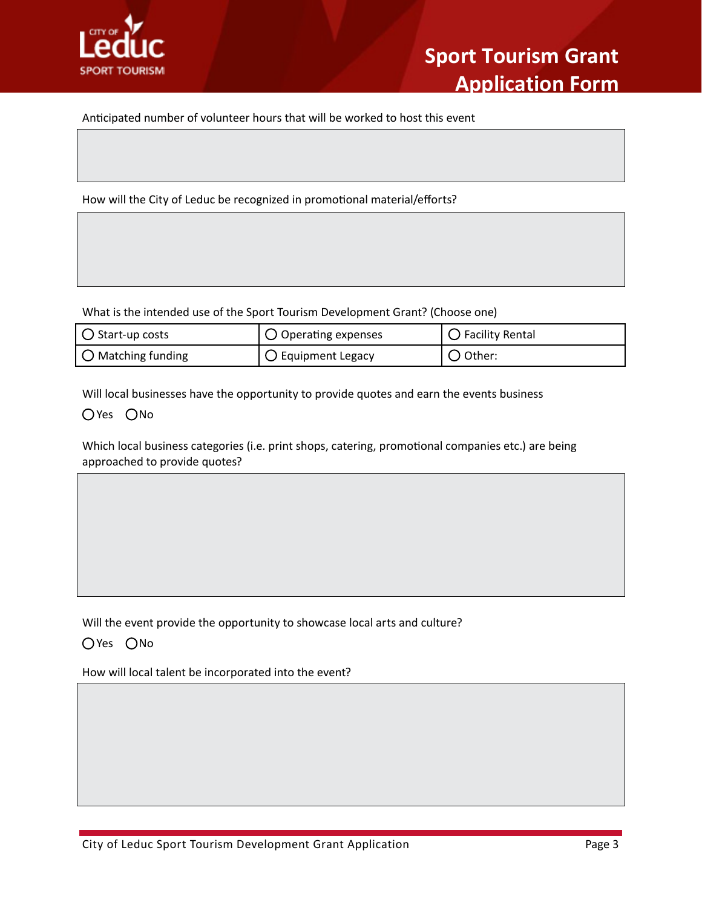Anticipated number of volunteer hours that will be worked to host this event

How will the City of Leduc be recognized in promotional material/efforts?

What is the intended use of the Sport Tourism Development Grant? (Choose one)

| | | |
|---|---|---|
| ○ Start-up costs | ○ Operating expenses | ○ Facility Rental |
| ○ Matching funding | ○ Equipment Legacy | ○ Other: |

Will local businesses have the opportunity to provide quotes and earn the events business

○ Yes ○ No

Which local business categories (i.e. print shops, catering, promotional companies etc.) are being approached to provide quotes?

Will the event provide the opportunity to showcase local arts and culture?

○ Yes ○ No

How will local talent be incorporated into the event?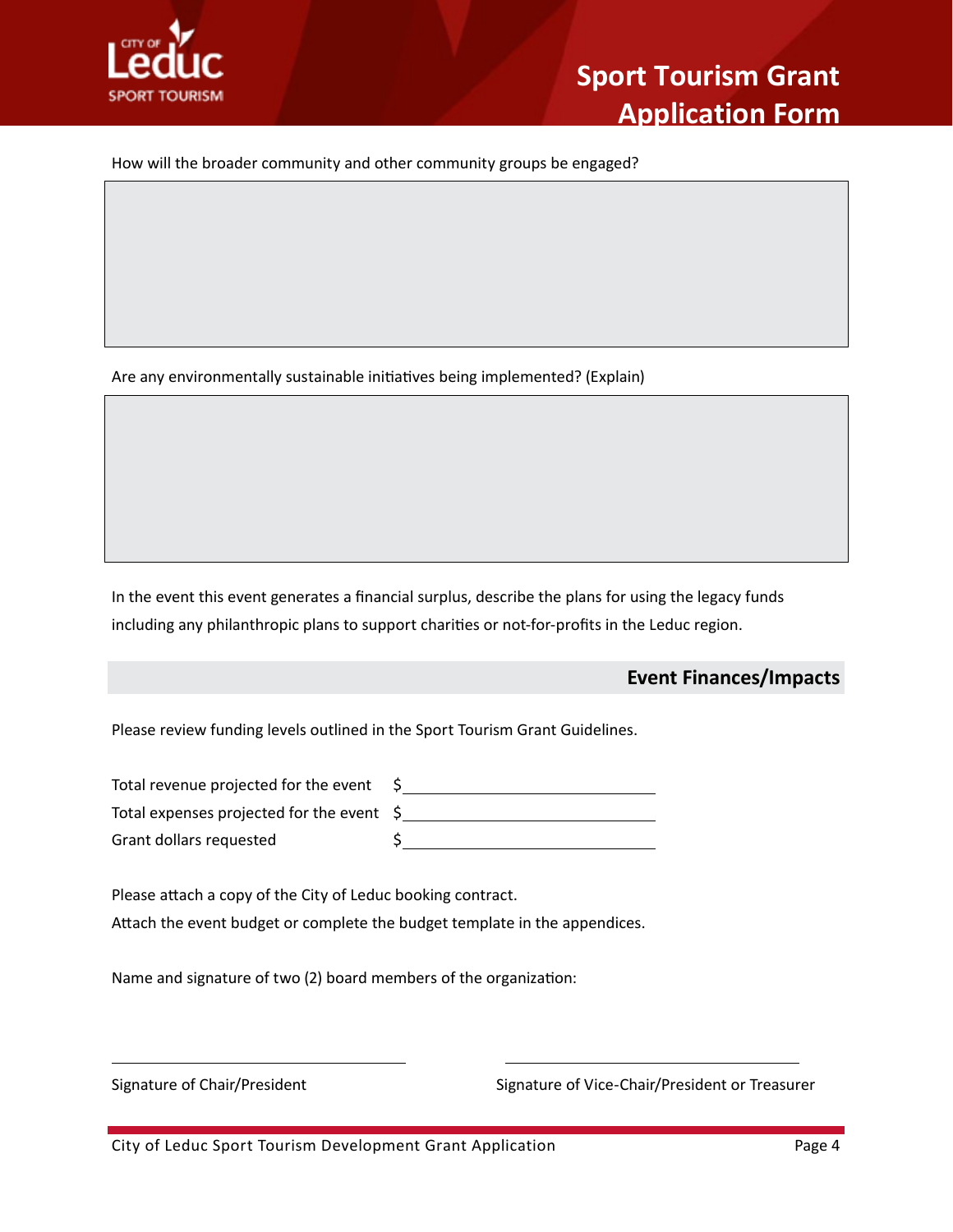How will the broader community and other community groups be engaged?

Are any environmentally sustainable initiatives being implemented? (Explain)

In the event this event generates a financial surplus, describe the plans for using the legacy funds including any philanthropic plans to support charities or not-for-profits in the Leduc region.

## Event Finances/Impacts

Please review funding levels outlined in the Sport Tourism Grant Guidelines.

Total revenue projected for the event $\_\_\_\_\_\_\_\_\_\_\_\_\_\_\_\_\_\_\_\_

Total expenses projected for the event $\_\_\_\_\_\_\_\_\_\_\_\_\_\_\_\_\_\_\_\_

Grant dollars requested $\_\_\_\_\_\_\_\_\_\_\_\_\_\_\_\_\_\_\_\_

Please attach a copy of the City of Leduc booking contract.

Attach the event budget or complete the budget template in the appendices.

Name and signature of two (2) board members of the organization:

\_\_\_\_\_\_\_\_\_\_\_\_\_\_\_\_\_\_\_\_\_\_\_\_\_\_\_\_\_\_

Signature of Chair/President

\_\_\_\_\_\_\_\_\_\_\_\_\_\_\_\_\_\_\_\_\_\_\_\_\_\_\_\_\_\_

Signature of Vice-Chair/President or Treasurer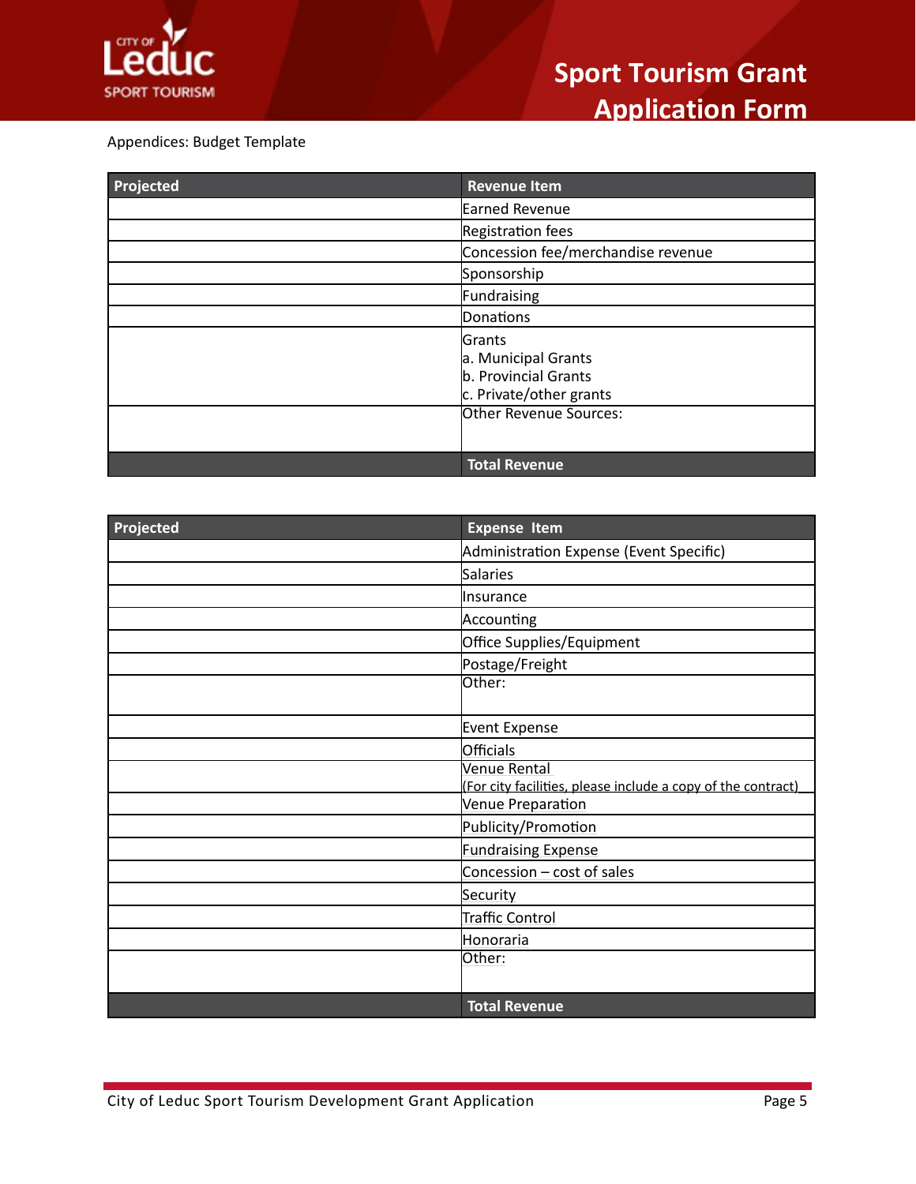# Sport Tourism Grant Application Form

Appendices: Budget Template

| Projected | Revenue Item |
|---|---|
| | Earned Revenue |
| | Registration fees |
| | Concession fee/merchandise revenue |
| | Sponsorship |
| | Fundraising |
| | Donations |
| | Grants<br>a. Municipal Grants<br>b. Provincial Grants<br>c. Private/other grants |
| | Other Revenue Sources: |
| | **Total Revenue** |

| Projected | Expense Item |
|---|---|
| | Administration Expense (Event Specific) |
| | Salaries |
| | Insurance |
| | Accounting |
| | Office Supplies/Equipment |
| | Postage/Freight |
| | Other: |
| | Event Expense |
| | Officials |
| | Venue Rental<br>(For city facilities, please include a copy of the contract) |
| | Venue Preparation |
| | Publicity/Promotion |
| | Fundraising Expense |
| | Concession – cost of sales |
| | Security |
| | Traffic Control |
| | Honoraria |
| | Other: |
| | **Total Revenue** |